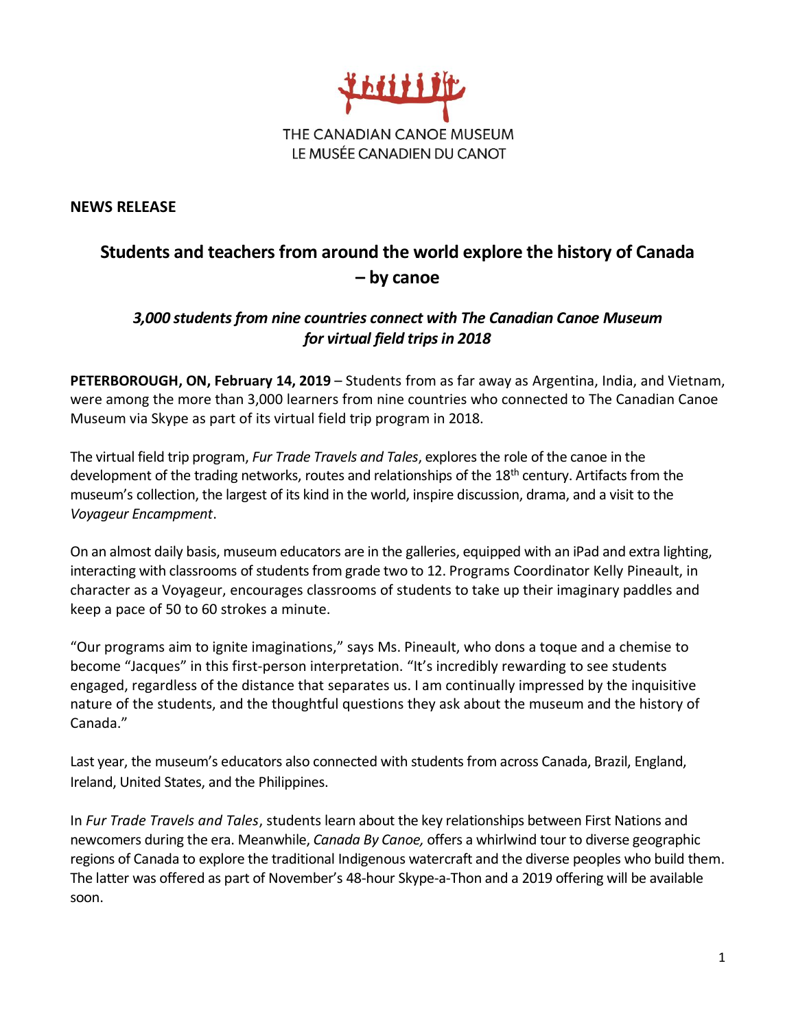THE CANADIAN CANOE MUSEUM
LE MUSÉE CANADIEN DU CANOT

**NEWS RELEASE**

# Students and teachers from around the world explore the history of Canada – by canoe

### *3,000 students from nine countries connect with The Canadian Canoe Museum for virtual field trips in 2018*

**PETERBOROUGH, ON, February 14, 2019** – Students from as far away as Argentina, India, and Vietnam, were among the more than 3,000 learners from nine countries who connected to The Canadian Canoe Museum via Skype as part of its virtual field trip program in 2018.

The virtual field trip program, *Fur Trade Travels and Tales*, explores the role of the canoe in the development of the trading networks, routes and relationships of the 18th century. Artifacts from the museum's collection, the largest of its kind in the world, inspire discussion, drama, and a visit to the *Voyageur Encampment*.

On an almost daily basis, museum educators are in the galleries, equipped with an iPad and extra lighting, interacting with classrooms of students from grade two to 12. Programs Coordinator Kelly Pineault, in character as a Voyageur, encourages classrooms of students to take up their imaginary paddles and keep a pace of 50 to 60 strokes a minute.

"Our programs aim to ignite imaginations," says Ms. Pineault, who dons a toque and a chemise to become "Jacques" in this first-person interpretation. "It's incredibly rewarding to see students engaged, regardless of the distance that separates us. I am continually impressed by the inquisitive nature of the students, and the thoughtful questions they ask about the museum and the history of Canada."

Last year, the museum's educators also connected with students from across Canada, Brazil, England, Ireland, United States, and the Philippines.

In *Fur Trade Travels and Tales*, students learn about the key relationships between First Nations and newcomers during the era. Meanwhile, *Canada By Canoe,* offers a whirlwind tour to diverse geographic regions of Canada to explore the traditional Indigenous watercraft and the diverse peoples who build them. The latter was offered as part of November's 48-hour Skype-a-Thon and a 2019 offering will be available soon.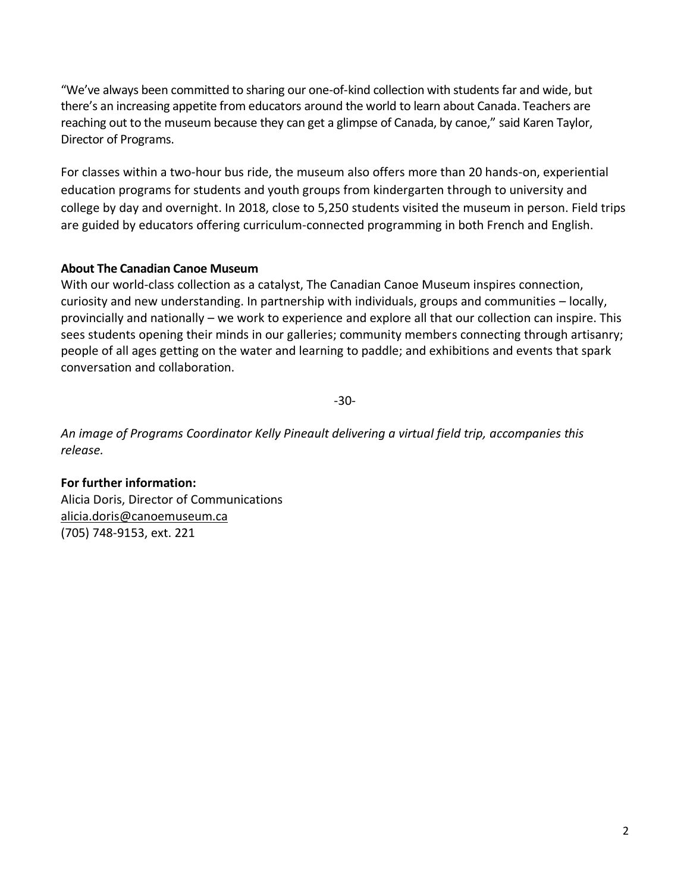"We've always been committed to sharing our one-of-kind collection with students far and wide, but there's an increasing appetite from educators around the world to learn about Canada. Teachers are reaching out to the museum because they can get a glimpse of Canada, by canoe," said Karen Taylor, Director of Programs.

For classes within a two-hour bus ride, the museum also offers more than 20 hands-on, experiential education programs for students and youth groups from kindergarten through to university and college by day and overnight. In 2018, close to 5,250 students visited the museum in person. Field trips are guided by educators offering curriculum-connected programming in both French and English.

**About The Canadian Canoe Museum**
With our world-class collection as a catalyst, The Canadian Canoe Museum inspires connection, curiosity and new understanding. In partnership with individuals, groups and communities – locally, provincially and nationally – we work to experience and explore all that our collection can inspire. This sees students opening their minds in our galleries; community members connecting through artisanry; people of all ages getting on the water and learning to paddle; and exhibitions and events that spark conversation and collaboration.

-30-

*An image of Programs Coordinator Kelly Pineault delivering a virtual field trip, accompanies this release.*

**For further information:**
Alicia Doris, Director of Communications
alicia.doris@canoemuseum.ca
(705) 748-9153, ext. 221